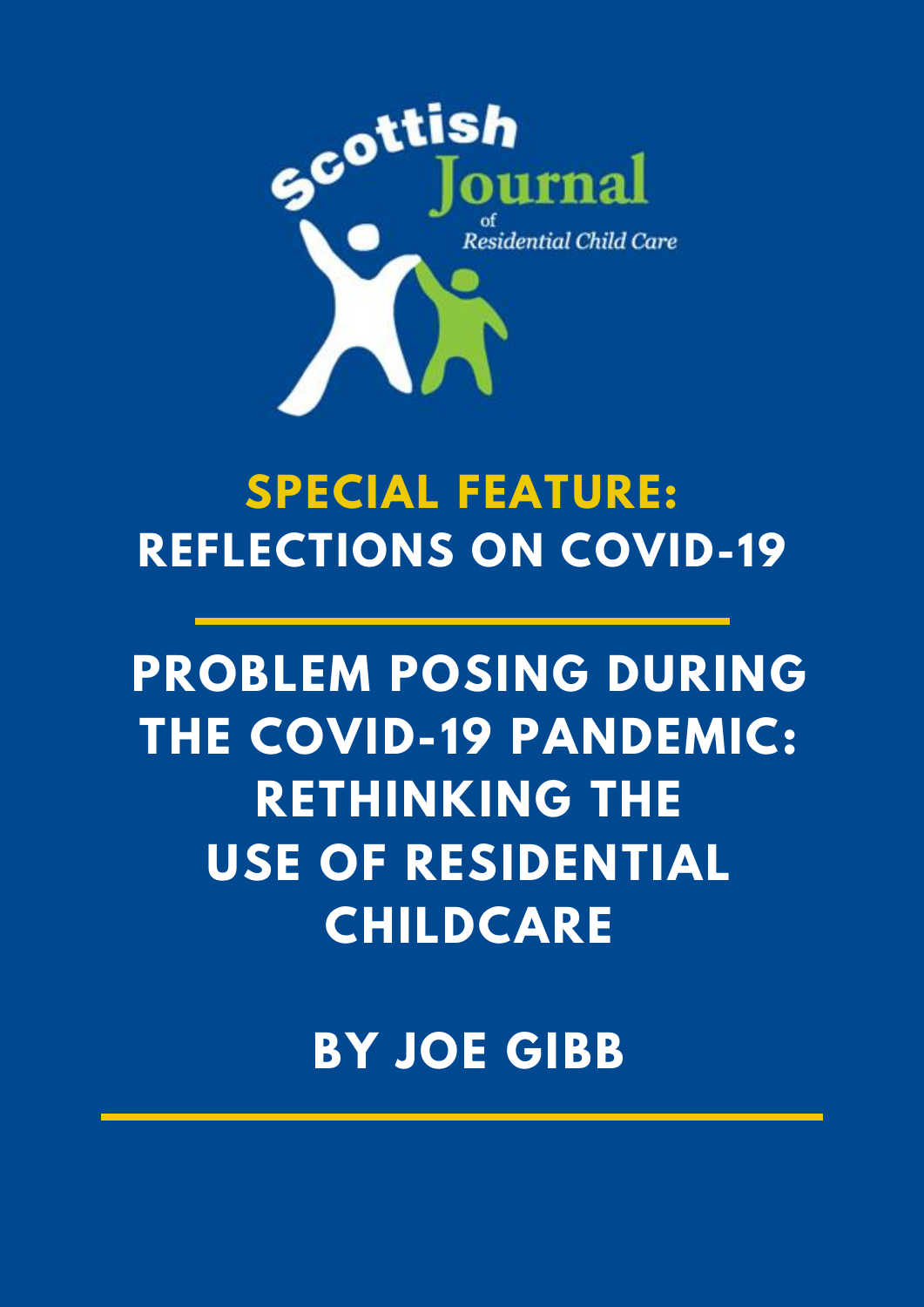Scottish Journal of Residential Child Care

## SPECIAL FEATURE: REFLECTIONS ON COVID-19

# PROBLEM POSING DURING THE COVID-19 PANDEMIC: RETHINKING THE USE OF RESIDENTIAL CHILDCARE

## BY JOE GIBB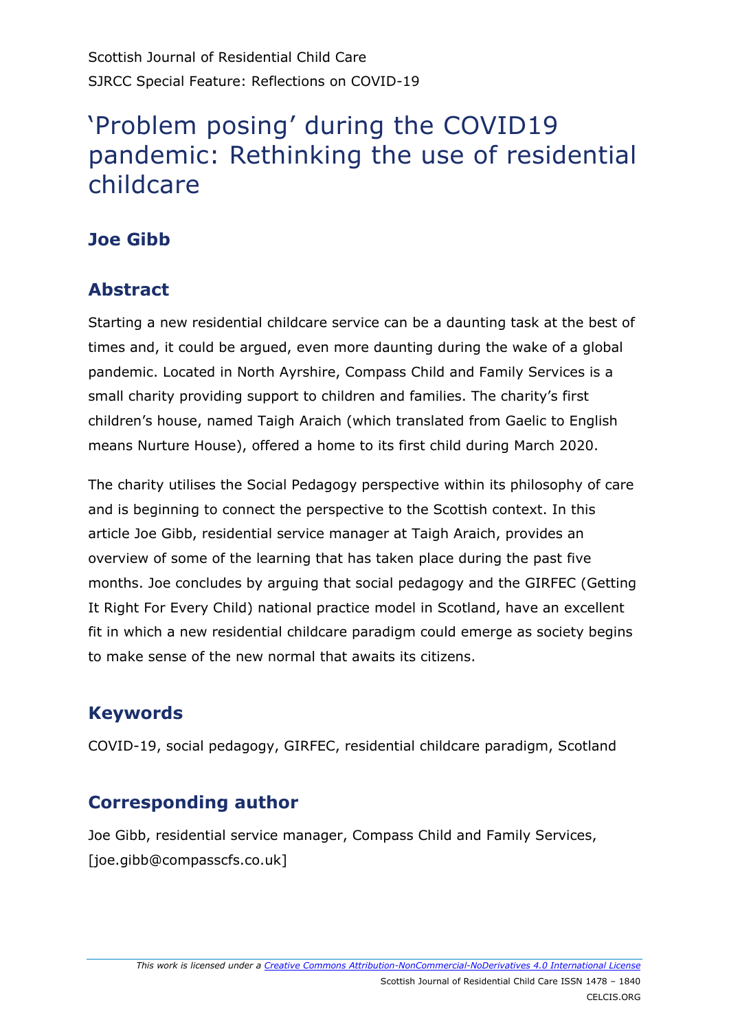Scottish Journal of Residential Child Care

SJRCC Special Feature: Reflections on COVID-19

# 'Problem posing' during the COVID19 pandemic: Rethinking the use of residential childcare

## Joe Gibb

## Abstract

Starting a new residential childcare service can be a daunting task at the best of times and, it could be argued, even more daunting during the wake of a global pandemic. Located in North Ayrshire, Compass Child and Family Services is a small charity providing support to children and families. The charity's first children's house, named Taigh Araich (which translated from Gaelic to English means Nurture House), offered a home to its first child during March 2020.

The charity utilises the Social Pedagogy perspective within its philosophy of care and is beginning to connect the perspective to the Scottish context. In this article Joe Gibb, residential service manager at Taigh Araich, provides an overview of some of the learning that has taken place during the past five months. Joe concludes by arguing that social pedagogy and the GIRFEC (Getting It Right For Every Child) national practice model in Scotland, have an excellent fit in which a new residential childcare paradigm could emerge as society begins to make sense of the new normal that awaits its citizens.

## Keywords

COVID-19, social pedagogy, GIRFEC, residential childcare paradigm, Scotland

## Corresponding author

Joe Gibb, residential service manager, Compass Child and Family Services, [joe.gibb@compasscfs.co.uk]

*This work is licensed under a [Creative Commons Attribution-NonCommercial-NoDerivatives 4.0 International License](https://creativecommons.org/licenses/by-nc-nd/4.0/)*

Scottish Journal of Residential Child Care ISSN 1478 – 1840

CELCIS.ORG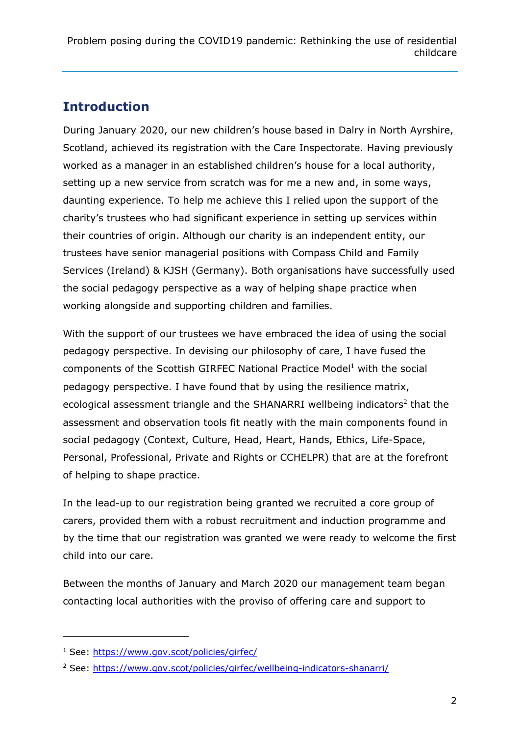## Introduction

During January 2020, our new children's house based in Dalry in North Ayrshire, Scotland, achieved its registration with the Care Inspectorate. Having previously worked as a manager in an established children's house for a local authority, setting up a new service from scratch was for me a new and, in some ways, daunting experience. To help me achieve this I relied upon the support of the charity's trustees who had significant experience in setting up services within their countries of origin. Although our charity is an independent entity, our trustees have senior managerial positions with Compass Child and Family Services (Ireland) & KJSH (Germany). Both organisations have successfully used the social pedagogy perspective as a way of helping shape practice when working alongside and supporting children and families.

With the support of our trustees we have embraced the idea of using the social pedagogy perspective. In devising our philosophy of care, I have fused the components of the Scottish GIRFEC National Practice Model[1] with the social pedagogy perspective. I have found that by using the resilience matrix, ecological assessment triangle and the SHANARRI wellbeing indicators[2] that the assessment and observation tools fit neatly with the main components found in social pedagogy (Context, Culture, Head, Heart, Hands, Ethics, Life-Space, Personal, Professional, Private and Rights or CCHELPR) that are at the forefront of helping to shape practice.

In the lead-up to our registration being granted we recruited a core group of carers, provided them with a robust recruitment and induction programme and by the time that our registration was granted we were ready to welcome the first child into our care.

Between the months of January and March 2020 our management team began contacting local authorities with the proviso of offering care and support to

[1] See: https://www.gov.scot/policies/girfec/

[2] See: https://www.gov.scot/policies/girfec/wellbeing-indicators-shanarri/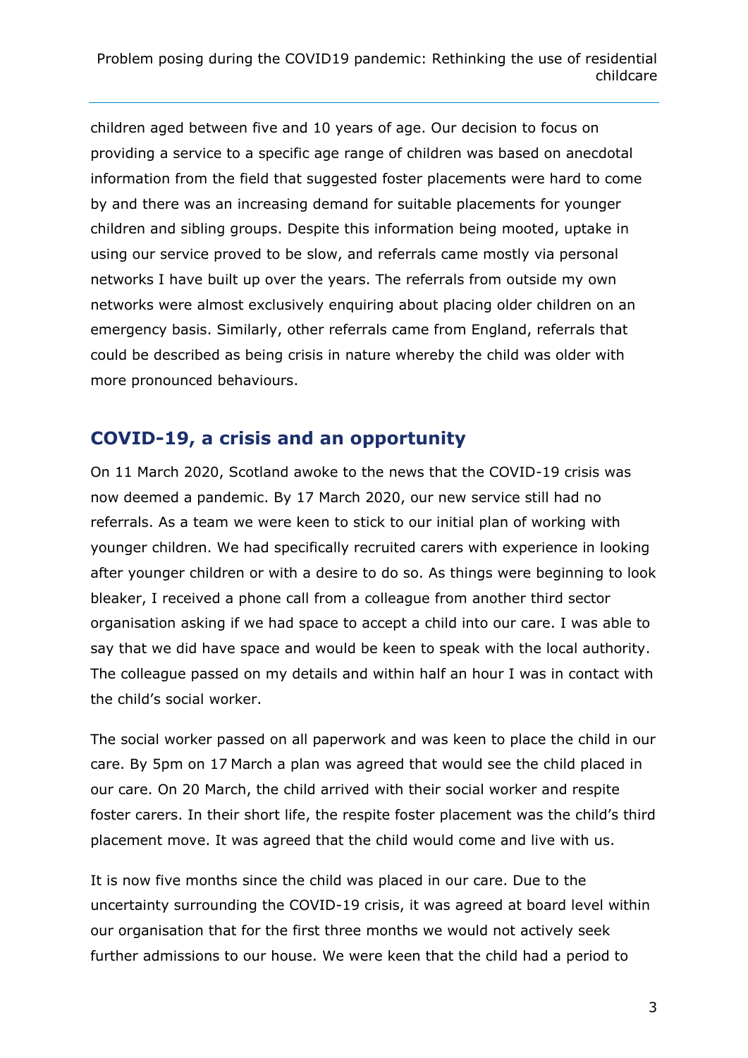children aged between five and 10 years of age. Our decision to focus on providing a service to a specific age range of children was based on anecdotal information from the field that suggested foster placements were hard to come by and there was an increasing demand for suitable placements for younger children and sibling groups. Despite this information being mooted, uptake in using our service proved to be slow, and referrals came mostly via personal networks I have built up over the years. The referrals from outside my own networks were almost exclusively enquiring about placing older children on an emergency basis. Similarly, other referrals came from England, referrals that could be described as being crisis in nature whereby the child was older with more pronounced behaviours.

## COVID-19, a crisis and an opportunity

On 11 March 2020, Scotland awoke to the news that the COVID-19 crisis was now deemed a pandemic. By 17 March 2020, our new service still had no referrals. As a team we were keen to stick to our initial plan of working with younger children. We had specifically recruited carers with experience in looking after younger children or with a desire to do so. As things were beginning to look bleaker, I received a phone call from a colleague from another third sector organisation asking if we had space to accept a child into our care. I was able to say that we did have space and would be keen to speak with the local authority. The colleague passed on my details and within half an hour I was in contact with the child's social worker.

The social worker passed on all paperwork and was keen to place the child in our care. By 5pm on 17 March a plan was agreed that would see the child placed in our care. On 20 March, the child arrived with their social worker and respite foster carers. In their short life, the respite foster placement was the child's third placement move. It was agreed that the child would come and live with us.

It is now five months since the child was placed in our care. Due to the uncertainty surrounding the COVID-19 crisis, it was agreed at board level within our organisation that for the first three months we would not actively seek further admissions to our house. We were keen that the child had a period to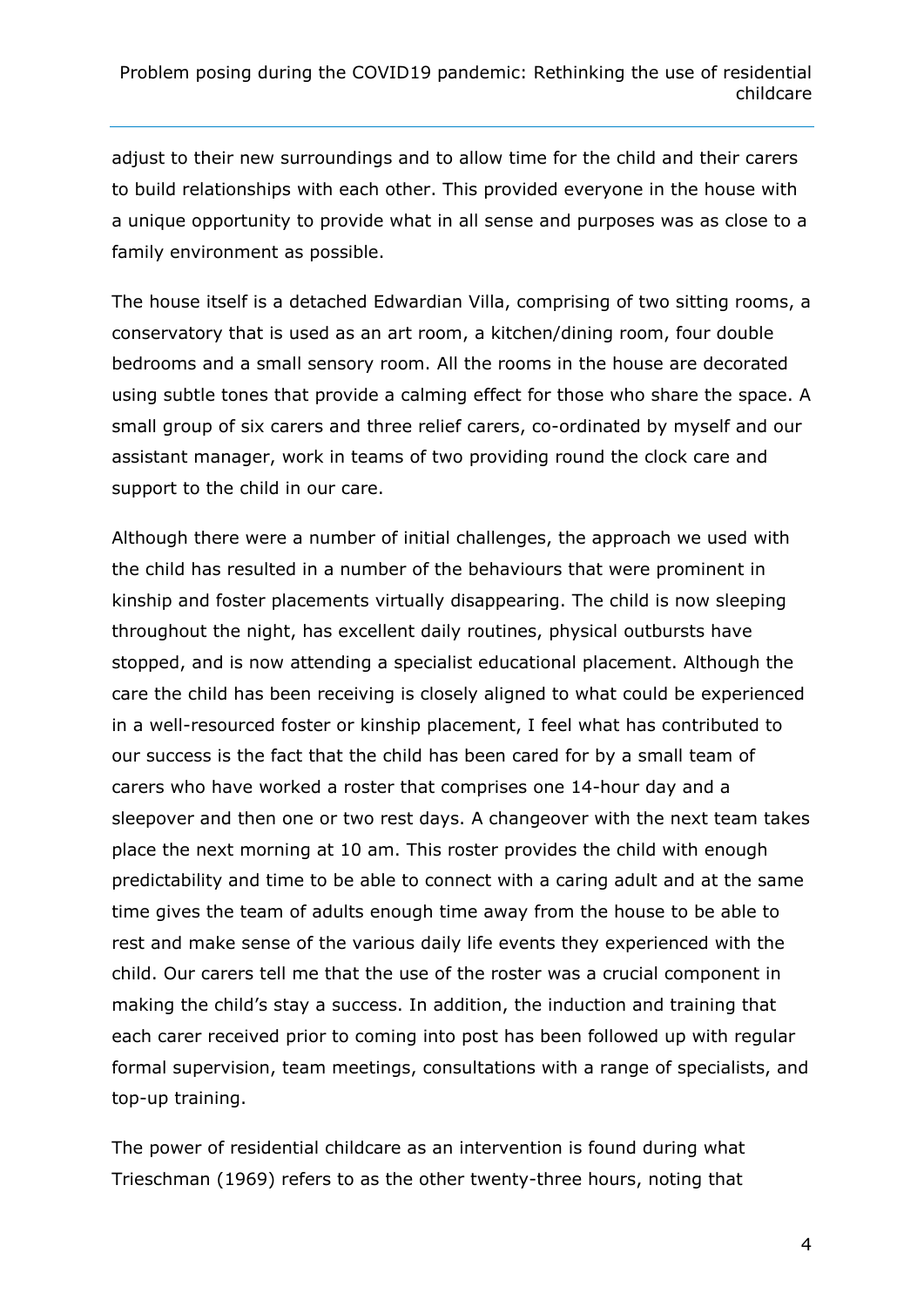adjust to their new surroundings and to allow time for the child and their carers to build relationships with each other. This provided everyone in the house with a unique opportunity to provide what in all sense and purposes was as close to a family environment as possible.

The house itself is a detached Edwardian Villa, comprising of two sitting rooms, a conservatory that is used as an art room, a kitchen/dining room, four double bedrooms and a small sensory room. All the rooms in the house are decorated using subtle tones that provide a calming effect for those who share the space. A small group of six carers and three relief carers, co-ordinated by myself and our assistant manager, work in teams of two providing round the clock care and support to the child in our care.

Although there were a number of initial challenges, the approach we used with the child has resulted in a number of the behaviours that were prominent in kinship and foster placements virtually disappearing. The child is now sleeping throughout the night, has excellent daily routines, physical outbursts have stopped, and is now attending a specialist educational placement. Although the care the child has been receiving is closely aligned to what could be experienced in a well-resourced foster or kinship placement, I feel what has contributed to our success is the fact that the child has been cared for by a small team of carers who have worked a roster that comprises one 14-hour day and a sleepover and then one or two rest days. A changeover with the next team takes place the next morning at 10 am. This roster provides the child with enough predictability and time to be able to connect with a caring adult and at the same time gives the team of adults enough time away from the house to be able to rest and make sense of the various daily life events they experienced with the child. Our carers tell me that the use of the roster was a crucial component in making the child's stay a success. In addition, the induction and training that each carer received prior to coming into post has been followed up with regular formal supervision, team meetings, consultations with a range of specialists, and top-up training.

The power of residential childcare as an intervention is found during what Trieschman (1969) refers to as the other twenty-three hours, noting that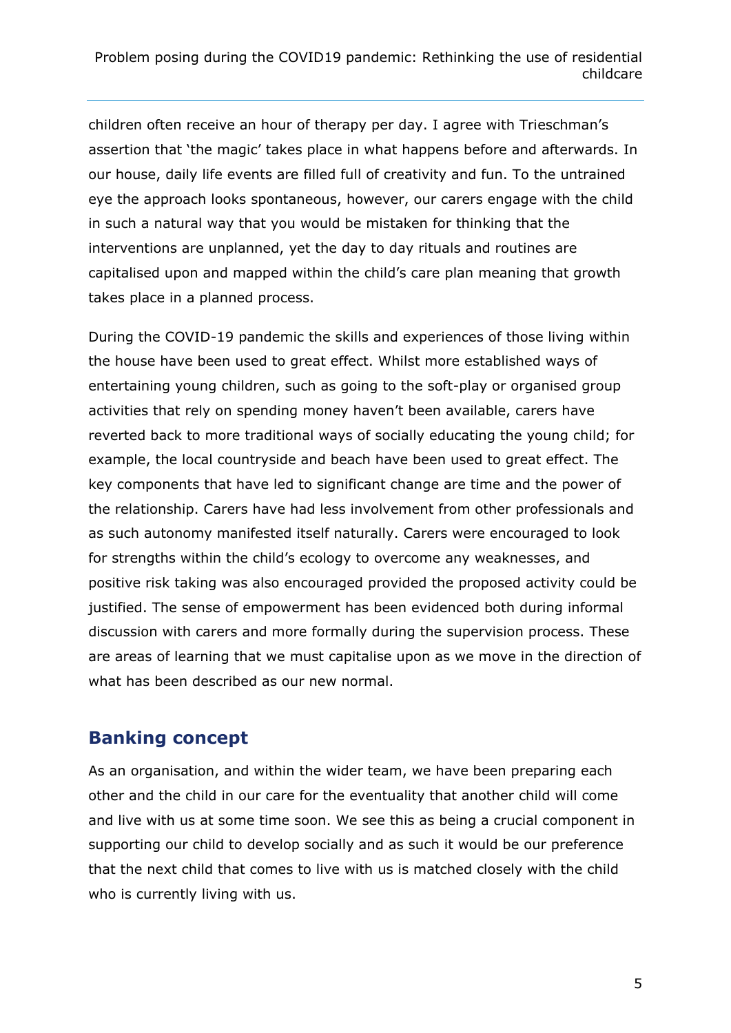children often receive an hour of therapy per day. I agree with Trieschman's assertion that 'the magic' takes place in what happens before and afterwards. In our house, daily life events are filled full of creativity and fun. To the untrained eye the approach looks spontaneous, however, our carers engage with the child in such a natural way that you would be mistaken for thinking that the interventions are unplanned, yet the day to day rituals and routines are capitalised upon and mapped within the child's care plan meaning that growth takes place in a planned process.

During the COVID-19 pandemic the skills and experiences of those living within the house have been used to great effect. Whilst more established ways of entertaining young children, such as going to the soft-play or organised group activities that rely on spending money haven't been available, carers have reverted back to more traditional ways of socially educating the young child; for example, the local countryside and beach have been used to great effect. The key components that have led to significant change are time and the power of the relationship. Carers have had less involvement from other professionals and as such autonomy manifested itself naturally. Carers were encouraged to look for strengths within the child's ecology to overcome any weaknesses, and positive risk taking was also encouraged provided the proposed activity could be justified. The sense of empowerment has been evidenced both during informal discussion with carers and more formally during the supervision process. These are areas of learning that we must capitalise upon as we move in the direction of what has been described as our new normal.

## Banking concept

As an organisation, and within the wider team, we have been preparing each other and the child in our care for the eventuality that another child will come and live with us at some time soon. We see this as being a crucial component in supporting our child to develop socially and as such it would be our preference that the next child that comes to live with us is matched closely with the child who is currently living with us.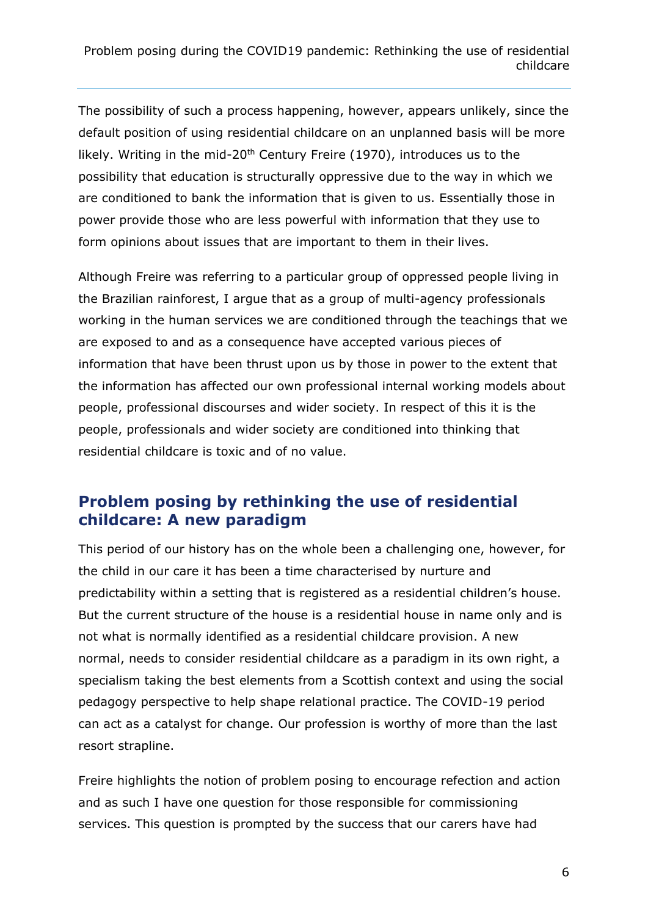The possibility of such a process happening, however, appears unlikely, since the default position of using residential childcare on an unplanned basis will be more likely. Writing in the mid-20th Century Freire (1970), introduces us to the possibility that education is structurally oppressive due to the way in which we are conditioned to bank the information that is given to us. Essentially those in power provide those who are less powerful with information that they use to form opinions about issues that are important to them in their lives.

Although Freire was referring to a particular group of oppressed people living in the Brazilian rainforest, I argue that as a group of multi-agency professionals working in the human services we are conditioned through the teachings that we are exposed to and as a consequence have accepted various pieces of information that have been thrust upon us by those in power to the extent that the information has affected our own professional internal working models about people, professional discourses and wider society. In respect of this it is the people, professionals and wider society are conditioned into thinking that residential childcare is toxic and of no value.

## Problem posing by rethinking the use of residential childcare: A new paradigm

This period of our history has on the whole been a challenging one, however, for the child in our care it has been a time characterised by nurture and predictability within a setting that is registered as a residential children's house. But the current structure of the house is a residential house in name only and is not what is normally identified as a residential childcare provision. A new normal, needs to consider residential childcare as a paradigm in its own right, a specialism taking the best elements from a Scottish context and using the social pedagogy perspective to help shape relational practice. The COVID-19 period can act as a catalyst for change. Our profession is worthy of more than the last resort strapline.

Freire highlights the notion of problem posing to encourage refection and action and as such I have one question for those responsible for commissioning services. This question is prompted by the success that our carers have had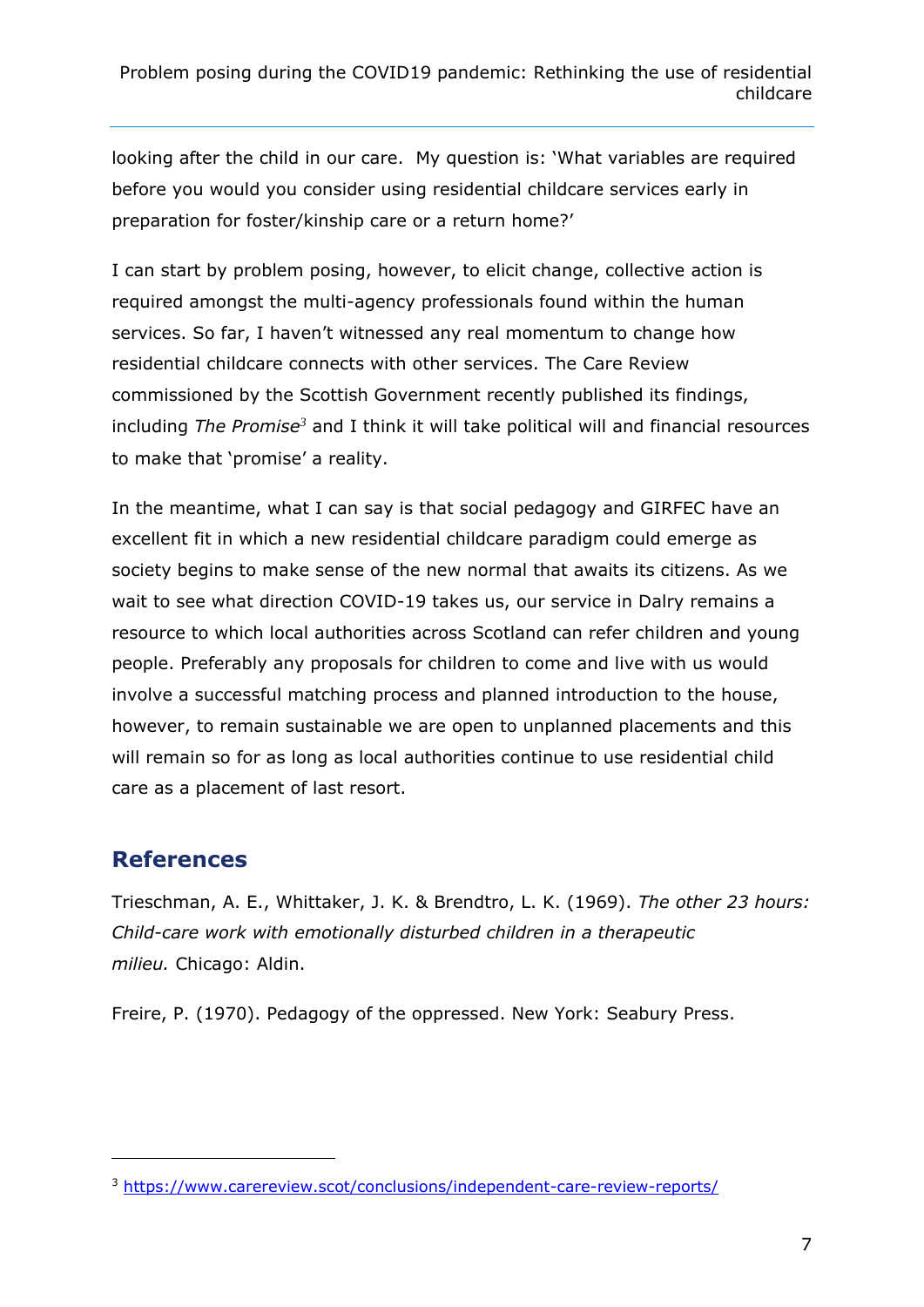looking after the child in our care. My question is: 'What variables are required before you would you consider using residential childcare services early in preparation for foster/kinship care or a return home?'

I can start by problem posing, however, to elicit change, collective action is required amongst the multi-agency professionals found within the human services. So far, I haven't witnessed any real momentum to change how residential childcare connects with other services. The Care Review commissioned by the Scottish Government recently published its findings, including *The Promise*[3] and I think it will take political will and financial resources to make that 'promise' a reality.

In the meantime, what I can say is that social pedagogy and GIRFEC have an excellent fit in which a new residential childcare paradigm could emerge as society begins to make sense of the new normal that awaits its citizens. As we wait to see what direction COVID-19 takes us, our service in Dalry remains a resource to which local authorities across Scotland can refer children and young people. Preferably any proposals for children to come and live with us would involve a successful matching process and planned introduction to the house, however, to remain sustainable we are open to unplanned placements and this will remain so for as long as local authorities continue to use residential child care as a placement of last resort.

## References

Trieschman, A. E., Whittaker, J. K. & Brendtro, L. K. (1969). *The other 23 hours: Child-care work with emotionally disturbed children in a therapeutic milieu.* Chicago: Aldin.

Freire, P. (1970). Pedagogy of the oppressed. New York: Seabury Press.

---

[3] https://www.carereview.scot/conclusions/independent-care-review-reports/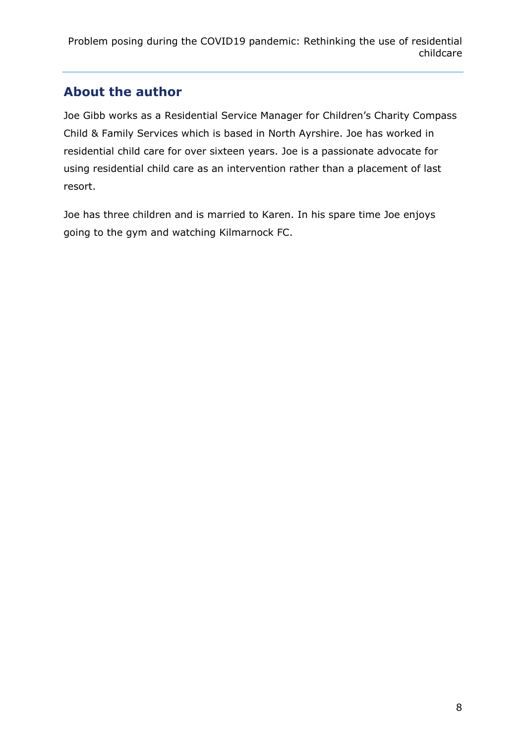## About the author

Joe Gibb works as a Residential Service Manager for Children's Charity Compass Child & Family Services which is based in North Ayrshire. Joe has worked in residential child care for over sixteen years. Joe is a passionate advocate for using residential child care as an intervention rather than a placement of last resort.

Joe has three children and is married to Karen. In his spare time Joe enjoys going to the gym and watching Kilmarnock FC.